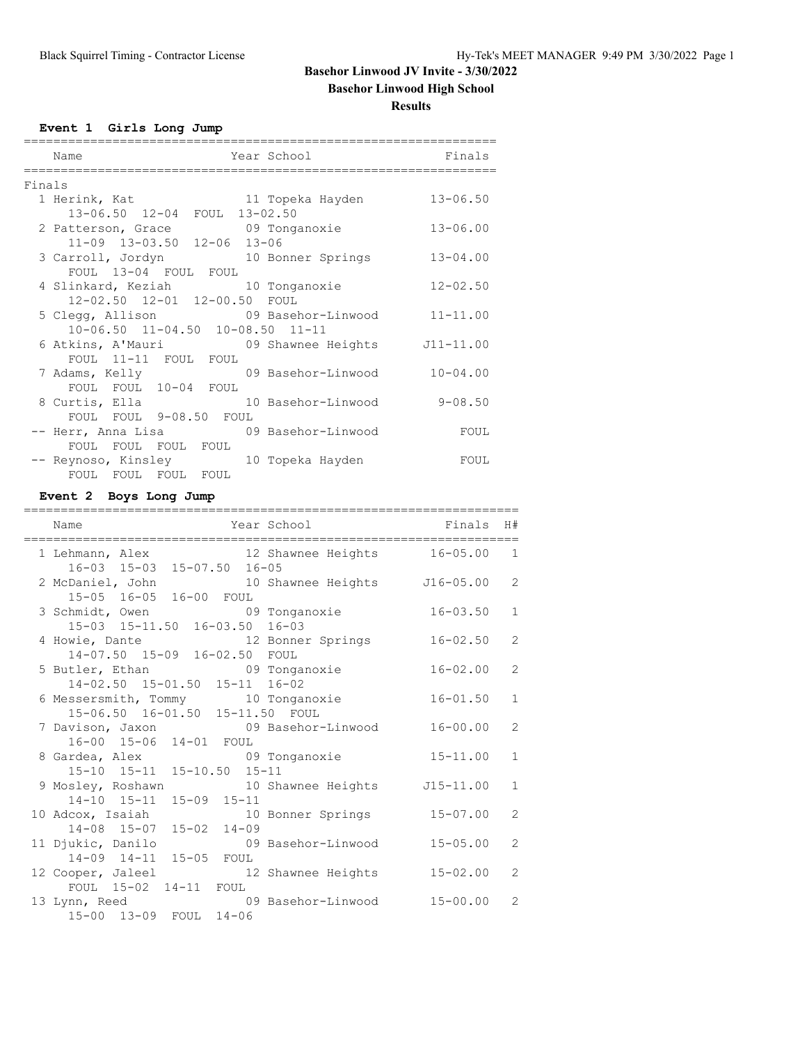# Basehor Linwood JV Invite - 3/30/2022

## Basehor Linwood High School

### Results

**Event 1 Girls Long Jump**

| Place | Name | Year | School | Finals |
|---|---|---|---|---|
| **Finals** | | | | |
| 1 | Herink, Kat | 11 | Topeka Hayden | 13-06.50 |
| | 13-06.50 12-04 FOUL 13-02.50 | | | |
| 2 | Patterson, Grace | 09 | Tonganoxie | 13-06.00 |
| | 11-09 13-03.50 12-06 13-06 | | | |
| 3 | Carroll, Jordyn | 10 | Bonner Springs | 13-04.00 |
| | FOUL 13-04 FOUL FOUL | | | |
| 4 | Slinkard, Keziah | 10 | Tonganoxie | 12-02.50 |
| | 12-02.50 12-01 12-00.50 FOUL | | | |
| 5 | Clegg, Allison | 09 | Basehor-Linwood | 11-11.00 |
| | 10-06.50 11-04.50 10-08.50 11-11 | | | |
| 6 | Atkins, A'Mauri | 09 | Shawnee Heights | J11-11.00 |
| | FOUL 11-11 FOUL FOUL | | | |
| 7 | Adams, Kelly | 09 | Basehor-Linwood | 10-04.00 |
| | FOUL FOUL 10-04 FOUL | | | |
| 8 | Curtis, Ella | 10 | Basehor-Linwood | 9-08.50 |
| | FOUL FOUL 9-08.50 FOUL | | | |
| -- | Herr, Anna Lisa | 09 | Basehor-Linwood | FOUL |
| | FOUL FOUL FOUL FOUL | | | |
| -- | Reynoso, Kinsley | 10 | Topeka Hayden | FOUL |
| | FOUL FOUL FOUL FOUL | | | |

**Event 2 Boys Long Jump**

| Place | Name | Year | School | Finals | H# |
|---|---|---|---|---|---|
| 1 | Lehmann, Alex | 12 | Shawnee Heights | 16-05.00 | 1 |
| | 16-03 15-03 15-07.50 16-05 | | | | |
| 2 | McDaniel, John | 10 | Shawnee Heights | J16-05.00 | 2 |
| | 15-05 16-05 16-00 FOUL | | | | |
| 3 | Schmidt, Owen | 09 | Tonganoxie | 16-03.50 | 1 |
| | 15-03 15-11.50 16-03.50 16-03 | | | | |
| 4 | Howie, Dante | 12 | Bonner Springs | 16-02.50 | 2 |
| | 14-07.50 15-09 16-02.50 FOUL | | | | |
| 5 | Butler, Ethan | 09 | Tonganoxie | 16-02.00 | 2 |
| | 14-02.50 15-01.50 15-11 16-02 | | | | |
| 6 | Messersmith, Tommy | 10 | Tonganoxie | 16-01.50 | 1 |
| | 15-06.50 16-01.50 15-11.50 FOUL | | | | |
| 7 | Davison, Jaxon | 09 | Basehor-Linwood | 16-00.00 | 2 |
| | 16-00 15-06 14-01 FOUL | | | | |
| 8 | Gardea, Alex | 09 | Tonganoxie | 15-11.00 | 1 |
| | 15-10 15-11 15-10.50 15-11 | | | | |
| 9 | Mosley, Roshawn | 10 | Shawnee Heights | J15-11.00 | 1 |
| | 14-10 15-11 15-09 15-11 | | | | |
| 10 | Adcox, Isaiah | 10 | Bonner Springs | 15-07.00 | 2 |
| | 14-08 15-07 15-02 14-09 | | | | |
| 11 | Djukic, Danilo | 09 | Basehor-Linwood | 15-05.00 | 2 |
| | 14-09 14-11 15-05 FOUL | | | | |
| 12 | Cooper, Jaleel | 12 | Shawnee Heights | 15-02.00 | 2 |
| | FOUL 15-02 14-11 FOUL | | | | |
| 13 | Lynn, Reed | 09 | Basehor-Linwood | 15-00.00 | 2 |
| | 15-00 13-09 FOUL 14-06 | | | | |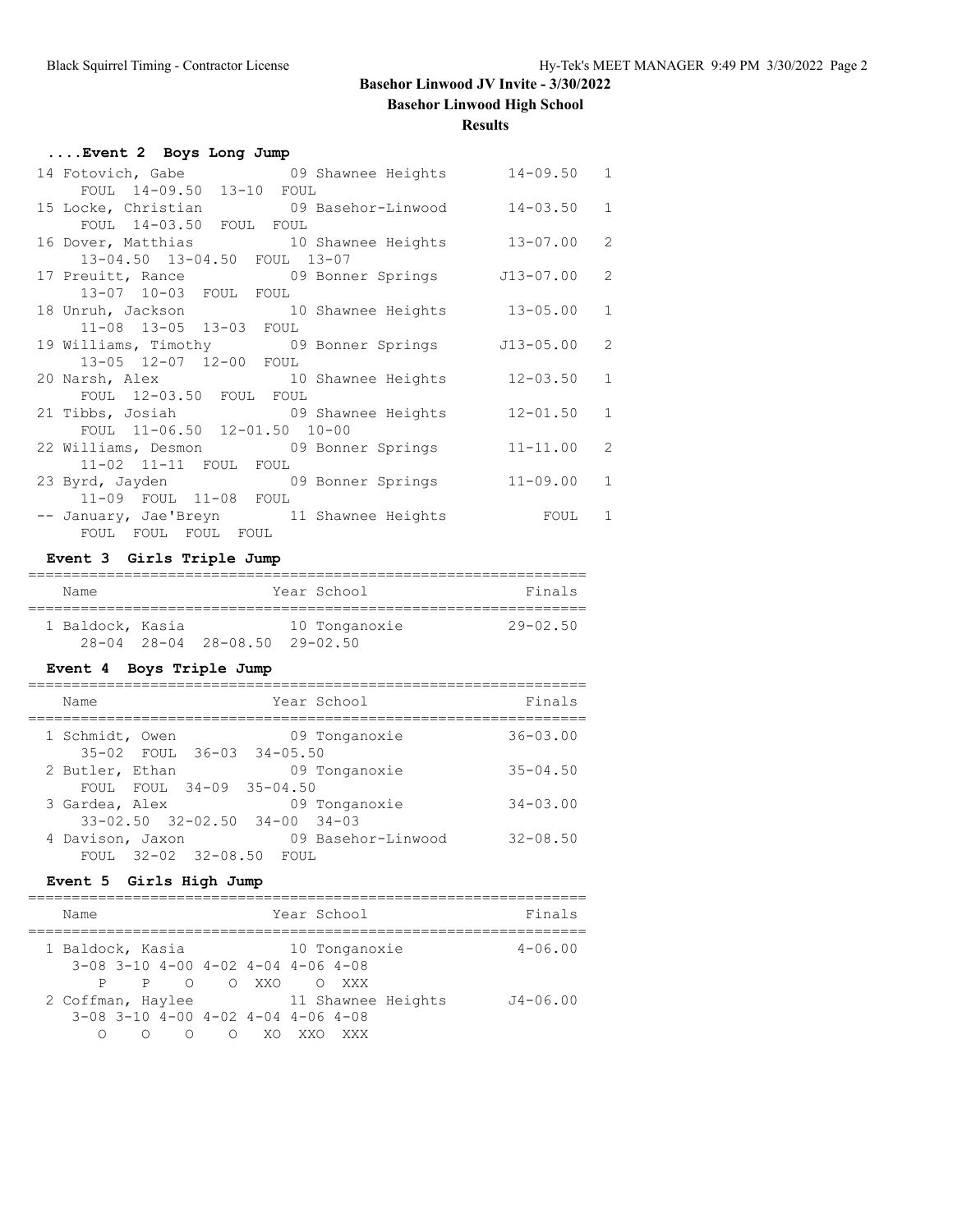**Basehor Linwood JV Invite - 3/30/2022**

**Basehor Linwood High School**

**Results**

### ....Event 2 Boys Long Jump

```
 14 Fotovich, Gabe            09 Shawnee Heights      14-09.50   1
     FOUL  14-09.50  13-10  FOUL
 15 Locke, Christian          09 Basehor-Linwood      14-03.50   1
     FOUL  14-03.50  FOUL  FOUL
 16 Dover, Matthias           10 Shawnee Heights      13-07.00   2
     13-04.50  13-04.50  FOUL  13-07
 17 Preuitt, Rance            09 Bonner Springs      J13-07.00   2
     13-07  10-03  FOUL  FOUL
 18 Unruh, Jackson            10 Shawnee Heights      13-05.00   1
     11-08  13-05  13-03  FOUL
 19 Williams, Timothy         09 Bonner Springs      J13-05.00   2
     13-05  12-07  12-00  FOUL
 20 Narsh, Alex               10 Shawnee Heights      12-03.50   1
     FOUL  12-03.50  FOUL  FOUL
 21 Tibbs, Josiah             09 Shawnee Heights      12-01.50   1
     FOUL  11-06.50  12-01.50  10-00
 22 Williams, Desmon          09 Bonner Springs       11-11.00   2
     11-02  11-11  FOUL  FOUL
 23 Byrd, Jayden              09 Bonner Springs       11-09.00   1
     11-09  FOUL  11-08  FOUL
 -- January, Jae'Breyn        11 Shawnee Heights          FOUL   1
     FOUL  FOUL  FOUL  FOUL
```

### Event 3 Girls Triple Jump

```
================================================================
    Name                    Year School                 Finals
================================================================
  1 Baldock, Kasia          10 Tonganoxie             29-02.50
     28-04  28-04  28-08.50  29-02.50
```

### Event 4 Boys Triple Jump

```
================================================================
    Name                    Year School                 Finals
================================================================
  1 Schmidt, Owen           09 Tonganoxie             36-03.00
     35-02  FOUL  36-03  34-05.50
  2 Butler, Ethan           09 Tonganoxie             35-04.50
     FOUL  FOUL  34-09  35-04.50
  3 Gardea, Alex            09 Tonganoxie             34-03.00
     33-02.50  32-02.50  34-00  34-03
  4 Davison, Jaxon          09 Basehor-Linwood        32-08.50
     FOUL  32-02  32-08.50  FOUL
```

### Event 5 Girls High Jump

```
================================================================
    Name                    Year School                 Finals
================================================================
  1 Baldock, Kasia          10 Tonganoxie               4-06.00
     3-08 3-10 4-00 4-02 4-04 4-06 4-08
        P    P    O    O  XXO    O  XXX
  2 Coffman, Haylee         11 Shawnee Heights         J4-06.00
     3-08 3-10 4-00 4-02 4-04 4-06 4-08
        O    O    O    O   XO  XXO  XXX
```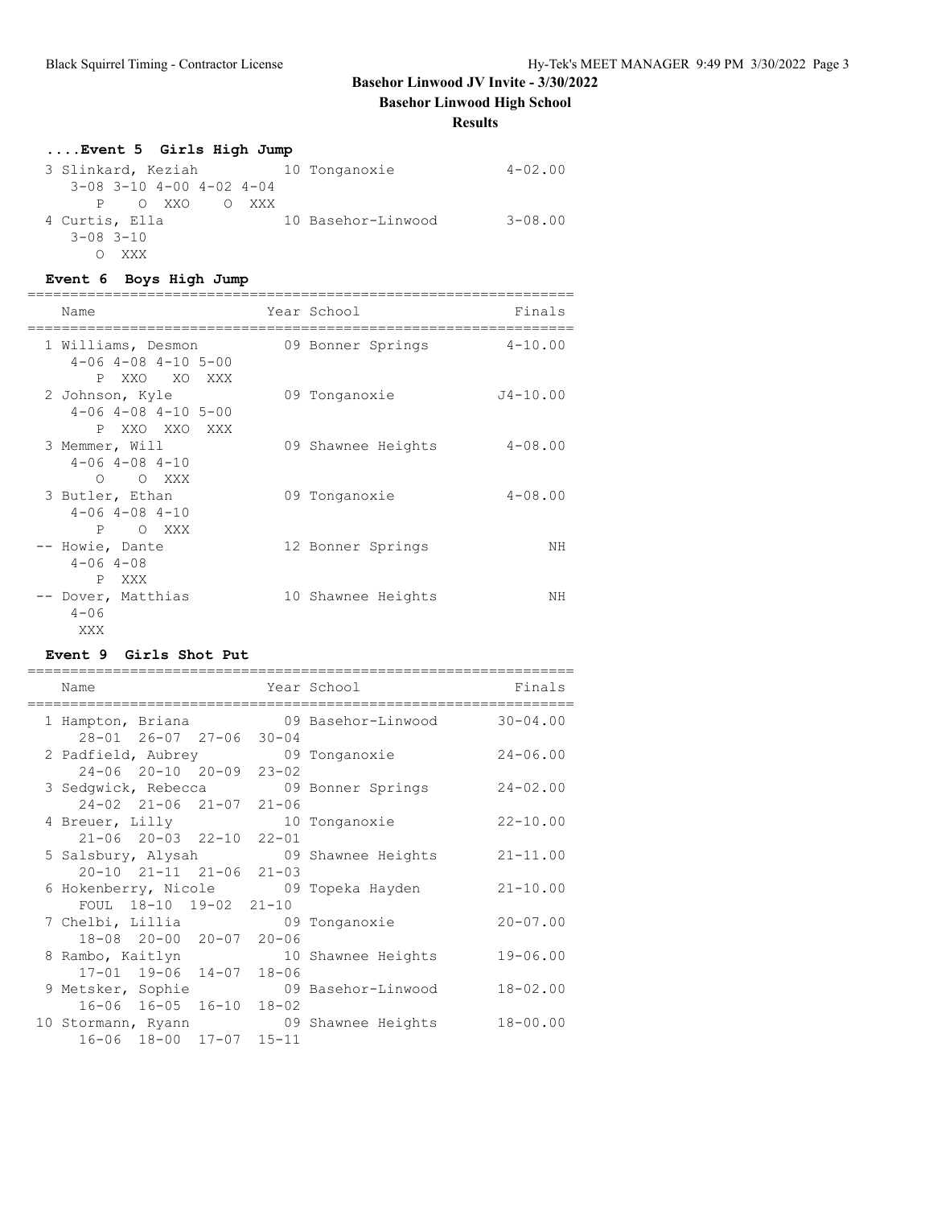# Basehor Linwood JV Invite - 3/30/2022

## Basehor Linwood High School

### Results

### ....Event 5 Girls High Jump

| Place | Name | Year | School | Finals |
|---|---|---|---|---|
| 3 | Slinkard, Keziah | 10 | Tonganoxie | 4-02.00 |
| | 3-08 3-10 4-00 4-02 4-04 | | | |
| | P O XXO O XXX | | | |
| 4 | Curtis, Ella | 10 | Basehor-Linwood | 3-08.00 |
| | 3-08 3-10 | | | |
| | O XXX | | | |

### Event 6 Boys High Jump

| Place | Name | Year | School | Finals |
|---|---|---|---|---|
| 1 | Williams, Desmon | 09 | Bonner Springs | 4-10.00 |
| | 4-06 4-08 4-10 5-00 | | | |
| | P XXO XO XXX | | | |
| 2 | Johnson, Kyle | 09 | Tonganoxie | J4-10.00 |
| | 4-06 4-08 4-10 5-00 | | | |
| | P XXO XXO XXX | | | |
| 3 | Memmer, Will | 09 | Shawnee Heights | 4-08.00 |
| | 4-06 4-08 4-10 | | | |
| | O O XXX | | | |
| 3 | Butler, Ethan | 09 | Tonganoxie | 4-08.00 |
| | 4-06 4-08 4-10 | | | |
| | P O XXX | | | |
| -- | Howie, Dante | 12 | Bonner Springs | NH |
| | 4-06 4-08 | | | |
| | P XXX | | | |
| -- | Dover, Matthias | 10 | Shawnee Heights | NH |
| | 4-06 | | | |
| | XXX | | | |

### Event 9 Girls Shot Put

| Place | Name | Year | School | Finals |
|---|---|---|---|---|
| 1 | Hampton, Briana | 09 | Basehor-Linwood | 30-04.00 |
| | 28-01 26-07 27-06 30-04 | | | |
| 2 | Padfield, Aubrey | 09 | Tonganoxie | 24-06.00 |
| | 24-06 20-10 20-09 23-02 | | | |
| 3 | Sedgwick, Rebecca | 09 | Bonner Springs | 24-02.00 |
| | 24-02 21-06 21-07 21-06 | | | |
| 4 | Breuer, Lilly | 10 | Tonganoxie | 22-10.00 |
| | 21-06 20-03 22-10 22-01 | | | |
| 5 | Salsbury, Alysah | 09 | Shawnee Heights | 21-11.00 |
| | 20-10 21-11 21-06 21-03 | | | |
| 6 | Hokenberry, Nicole | 09 | Topeka Hayden | 21-10.00 |
| | FOUL 18-10 19-02 21-10 | | | |
| 7 | Chelbi, Lillia | 09 | Tonganoxie | 20-07.00 |
| | 18-08 20-00 20-07 20-06 | | | |
| 8 | Rambo, Kaitlyn | 10 | Shawnee Heights | 19-06.00 |
| | 17-01 19-06 14-07 18-06 | | | |
| 9 | Metsker, Sophie | 09 | Basehor-Linwood | 18-02.00 |
| | 16-06 16-05 16-10 18-02 | | | |
| 10 | Stormann, Ryann | 09 | Shawnee Heights | 18-00.00 |
| | 16-06 18-00 17-07 15-11 | | | |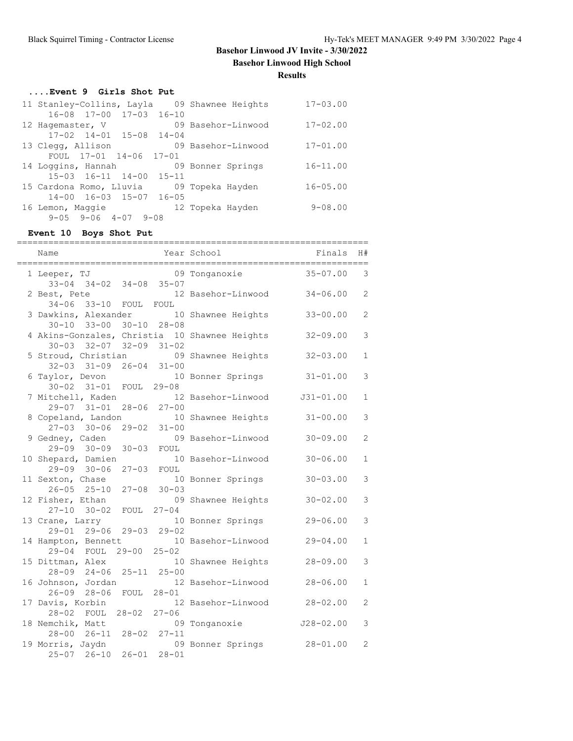## Basehor Linwood JV Invite - 3/30/2022

**Basehor Linwood High School**

**Results**

### ....Event 9 Girls Shot Put

| Place | Name | Year | School | Finals |
|---|---|---|---|---|
| 11 | Stanley-Collins, Layla | 09 | Shawnee Heights | 17-03.00 |
| | 16-08 17-00 17-03 16-10 | | | |
| 12 | Hagemaster, V | 09 | Basehor-Linwood | 17-02.00 |
| | 17-02 14-01 15-08 14-04 | | | |
| 13 | Clegg, Allison | 09 | Basehor-Linwood | 17-01.00 |
| | FOUL 17-01 14-06 17-01 | | | |
| 14 | Loggins, Hannah | 09 | Bonner Springs | 16-11.00 |
| | 15-03 16-11 14-00 15-11 | | | |
| 15 | Cardona Romo, Lluvia | 09 | Topeka Hayden | 16-05.00 |
| | 14-00 16-03 15-07 16-05 | | | |
| 16 | Lemon, Maggie | 12 | Topeka Hayden | 9-08.00 |
| | 9-05 9-06 4-07 9-08 | | | |

### Event 10 Boys Shot Put

| Place | Name | Year | School | Finals | H# |
|---|---|---|---|---|---|
| 1 | Leeper, TJ | 09 | Tonganoxie | 35-07.00 | 3 |
| | 33-04 34-02 34-08 35-07 | | | | |
| 2 | Best, Pete | 12 | Basehor-Linwood | 34-06.00 | 2 |
| | 34-06 33-10 FOUL FOUL | | | | |
| 3 | Dawkins, Alexander | 10 | Shawnee Heights | 33-00.00 | 2 |
| | 30-10 33-00 30-10 28-08 | | | | |
| 4 | Akins-Gonzales, Christia | 10 | Shawnee Heights | 32-09.00 | 3 |
| | 30-03 32-07 32-09 31-02 | | | | |
| 5 | Stroud, Christian | 09 | Shawnee Heights | 32-03.00 | 1 |
| | 32-03 31-09 26-04 31-00 | | | | |
| 6 | Taylor, Devon | 10 | Bonner Springs | 31-01.00 | 3 |
| | 30-02 31-01 FOUL 29-08 | | | | |
| 7 | Mitchell, Kaden | 12 | Basehor-Linwood | J31-01.00 | 1 |
| | 29-07 31-01 28-06 27-00 | | | | |
| 8 | Copeland, Landon | 10 | Shawnee Heights | 31-00.00 | 3 |
| | 27-03 30-06 29-02 31-00 | | | | |
| 9 | Gedney, Caden | 09 | Basehor-Linwood | 30-09.00 | 2 |
| | 29-09 30-09 30-03 FOUL | | | | |
| 10 | Shepard, Damien | 10 | Basehor-Linwood | 30-06.00 | 1 |
| | 29-09 30-06 27-03 FOUL | | | | |
| 11 | Sexton, Chase | 10 | Bonner Springs | 30-03.00 | 3 |
| | 26-05 25-10 27-08 30-03 | | | | |
| 12 | Fisher, Ethan | 09 | Shawnee Heights | 30-02.00 | 3 |
| | 27-10 30-02 FOUL 27-04 | | | | |
| 13 | Crane, Larry | 10 | Bonner Springs | 29-06.00 | 3 |
| | 29-01 29-06 29-03 29-02 | | | | |
| 14 | Hampton, Bennett | 10 | Basehor-Linwood | 29-04.00 | 1 |
| | 29-04 FOUL 29-00 25-02 | | | | |
| 15 | Dittman, Alex | 10 | Shawnee Heights | 28-09.00 | 3 |
| | 28-09 24-06 25-11 25-00 | | | | |
| 16 | Johnson, Jordan | 12 | Basehor-Linwood | 28-06.00 | 1 |
| | 26-09 28-06 FOUL 28-01 | | | | |
| 17 | Davis, Korbin | 12 | Basehor-Linwood | 28-02.00 | 2 |
| | 28-02 FOUL 28-02 27-06 | | | | |
| 18 | Nemchik, Matt | 09 | Tonganoxie | J28-02.00 | 3 |
| | 28-00 26-11 28-02 27-11 | | | | |
| 19 | Morris, Jaydn | 09 | Bonner Springs | 28-01.00 | 2 |
| | 25-07 26-10 26-01 28-01 | | | | |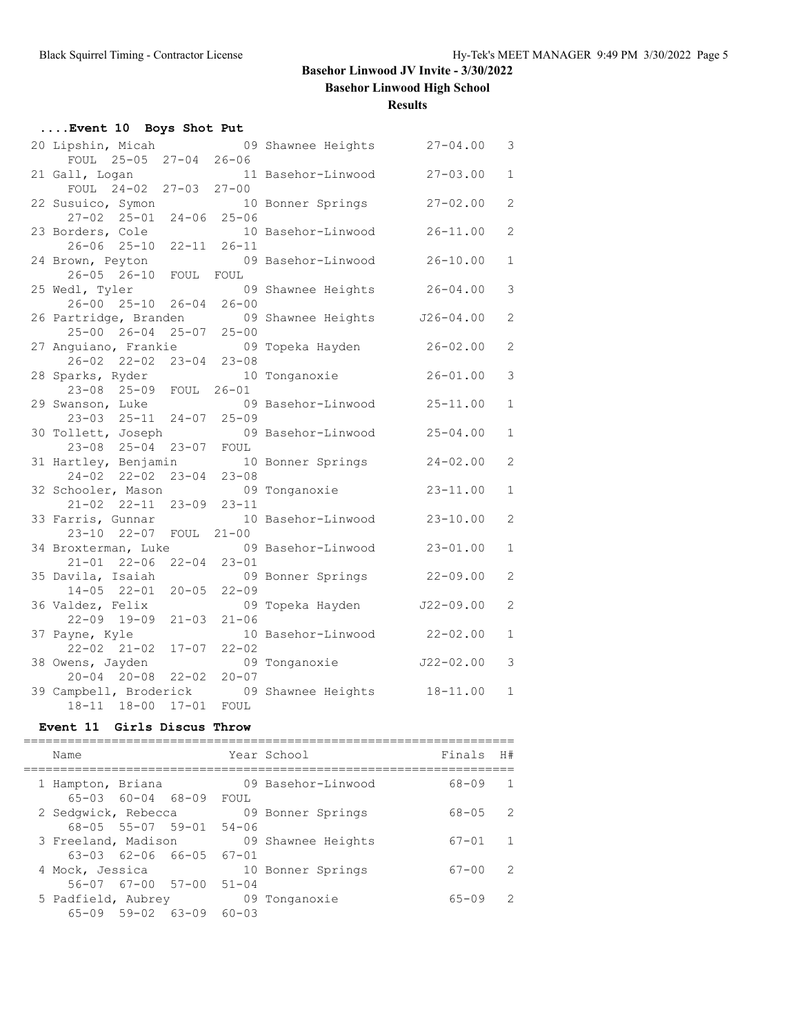## Basehor Linwood JV Invite - 3/30/2022

**Basehor Linwood High School**

**Results**

### ....Event 10 Boys Shot Put

| Place | Name | Year | School | Finals | H# | Attempts |
|---|---|---|---|---|---|---|
| 20 | Lipshin, Micah | 09 | Shawnee Heights | 27-04.00 | 3 | FOUL 25-05 27-04 26-06 |
| 21 | Gall, Logan | 11 | Basehor-Linwood | 27-03.00 | 1 | FOUL 24-02 27-03 27-00 |
| 22 | Susuico, Symon | 10 | Bonner Springs | 27-02.00 | 2 | 27-02 25-01 24-06 25-06 |
| 23 | Borders, Cole | 10 | Basehor-Linwood | 26-11.00 | 2 | 26-06 25-10 22-11 26-11 |
| 24 | Brown, Peyton | 09 | Basehor-Linwood | 26-10.00 | 1 | 26-05 26-10 FOUL FOUL |
| 25 | Wedl, Tyler | 09 | Shawnee Heights | 26-04.00 | 3 | 26-00 25-10 26-04 26-00 |
| 26 | Partridge, Branden | 09 | Shawnee Heights | J26-04.00 | 2 | 25-00 26-04 25-07 25-00 |
| 27 | Anguiano, Frankie | 09 | Topeka Hayden | 26-02.00 | 2 | 26-02 22-02 23-04 23-08 |
| 28 | Sparks, Ryder | 10 | Tonganoxie | 26-01.00 | 3 | 23-08 25-09 FOUL 26-01 |
| 29 | Swanson, Luke | 09 | Basehor-Linwood | 25-11.00 | 1 | 23-03 25-11 24-07 25-09 |
| 30 | Tollett, Joseph | 09 | Basehor-Linwood | 25-04.00 | 1 | 23-08 25-04 23-07 FOUL |
| 31 | Hartley, Benjamin | 10 | Bonner Springs | 24-02.00 | 2 | 24-02 22-02 23-04 23-08 |
| 32 | Schooler, Mason | 09 | Tonganoxie | 23-11.00 | 1 | 21-02 22-11 23-09 23-11 |
| 33 | Farris, Gunnar | 10 | Basehor-Linwood | 23-10.00 | 2 | 23-10 22-07 FOUL 21-00 |
| 34 | Broxterman, Luke | 09 | Basehor-Linwood | 23-01.00 | 1 | 21-01 22-06 22-04 23-01 |
| 35 | Davila, Isaiah | 09 | Bonner Springs | 22-09.00 | 2 | 14-05 22-01 20-05 22-09 |
| 36 | Valdez, Felix | 09 | Topeka Hayden | J22-09.00 | 2 | 22-09 19-09 21-03 21-06 |
| 37 | Payne, Kyle | 10 | Basehor-Linwood | 22-02.00 | 1 | 22-02 21-02 17-07 22-02 |
| 38 | Owens, Jayden | 09 | Tonganoxie | J22-02.00 | 3 | 20-04 20-08 22-02 20-07 |
| 39 | Campbell, Broderick | 09 | Shawnee Heights | 18-11.00 | 1 | 18-11 18-00 17-01 FOUL |

### Event 11 Girls Discus Throw

| Place | Name | Year | School | Finals | H# | Attempts |
|---|---|---|---|---|---|---|
| 1 | Hampton, Briana | 09 | Basehor-Linwood | 68-09 | 1 | 65-03 60-04 68-09 FOUL |
| 2 | Sedgwick, Rebecca | 09 | Bonner Springs | 68-05 | 2 | 68-05 55-07 59-01 54-06 |
| 3 | Freeland, Madison | 09 | Shawnee Heights | 67-01 | 1 | 63-03 62-06 66-05 67-01 |
| 4 | Mock, Jessica | 10 | Bonner Springs | 67-00 | 2 | 56-07 67-00 57-00 51-04 |
| 5 | Padfield, Aubrey | 09 | Tonganoxie | 65-09 | 2 | 65-09 59-02 63-09 60-03 |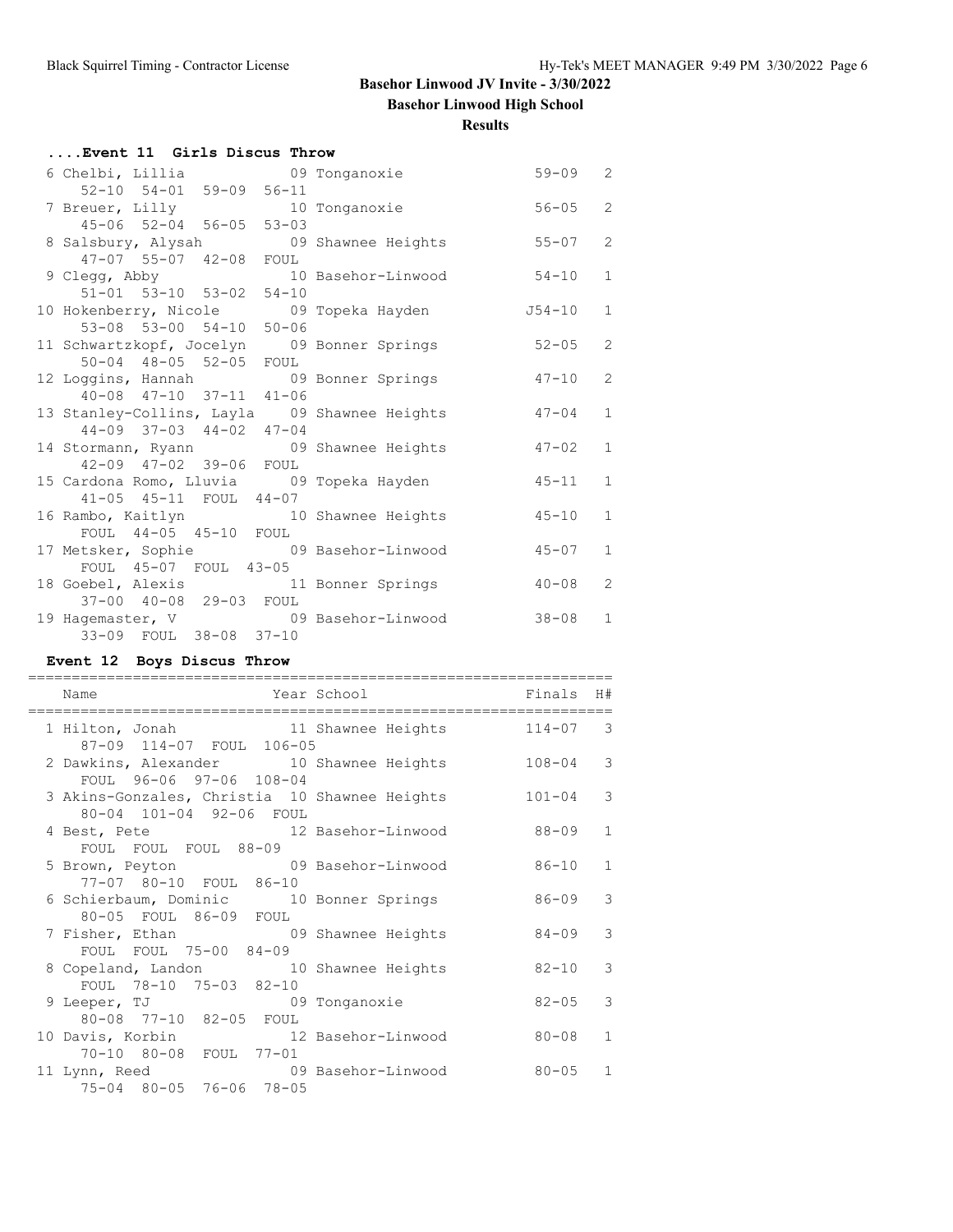# Basehor Linwood JV Invite - 3/30/2022

## Basehor Linwood High School

### Results

#### ....Event 11 Girls Discus Throw

| Place | Name | Year | School | Finals | H# |
|---|---|---|---|---|---|
| 6 | Chelbi, Lillia | 09 | Tonganoxie | 59-09 | 2 |
| | 52-10 54-01 59-09 56-11 | | | | |
| 7 | Breuer, Lilly | 10 | Tonganoxie | 56-05 | 2 |
| | 45-06 52-04 56-05 53-03 | | | | |
| 8 | Salsbury, Alysah | 09 | Shawnee Heights | 55-07 | 2 |
| | 47-07 55-07 42-08 FOUL | | | | |
| 9 | Clegg, Abby | 10 | Basehor-Linwood | 54-10 | 1 |
| | 51-01 53-10 53-02 54-10 | | | | |
| 10 | Hokenberry, Nicole | 09 | Topeka Hayden | J54-10 | 1 |
| | 53-08 53-00 54-10 50-06 | | | | |
| 11 | Schwartzkopf, Jocelyn | 09 | Bonner Springs | 52-05 | 2 |
| | 50-04 48-05 52-05 FOUL | | | | |
| 12 | Loggins, Hannah | 09 | Bonner Springs | 47-10 | 2 |
| | 40-08 47-10 37-11 41-06 | | | | |
| 13 | Stanley-Collins, Layla | 09 | Shawnee Heights | 47-04 | 1 |
| | 44-09 37-03 44-02 47-04 | | | | |
| 14 | Stormann, Ryann | 09 | Shawnee Heights | 47-02 | 1 |
| | 42-09 47-02 39-06 FOUL | | | | |
| 15 | Cardona Romo, Lluvia | 09 | Topeka Hayden | 45-11 | 1 |
| | 41-05 45-11 FOUL 44-07 | | | | |
| 16 | Rambo, Kaitlyn | 10 | Shawnee Heights | 45-10 | 1 |
| | FOUL 44-05 45-10 FOUL | | | | |
| 17 | Metsker, Sophie | 09 | Basehor-Linwood | 45-07 | 1 |
| | FOUL 45-07 FOUL 43-05 | | | | |
| 18 | Goebel, Alexis | 11 | Bonner Springs | 40-08 | 2 |
| | 37-00 40-08 29-03 FOUL | | | | |
| 19 | Hagemaster, V | 09 | Basehor-Linwood | 38-08 | 1 |
| | 33-09 FOUL 38-08 37-10 | | | | |

#### Event 12 Boys Discus Throw

| Place | Name | Year | School | Finals | H# |
|---|---|---|---|---|---|
| 1 | Hilton, Jonah | 11 | Shawnee Heights | 114-07 | 3 |
| | 87-09 114-07 FOUL 106-05 | | | | |
| 2 | Dawkins, Alexander | 10 | Shawnee Heights | 108-04 | 3 |
| | FOUL 96-06 97-06 108-04 | | | | |
| 3 | Akins-Gonzales, Christia | 10 | Shawnee Heights | 101-04 | 3 |
| | 80-04 101-04 92-06 FOUL | | | | |
| 4 | Best, Pete | 12 | Basehor-Linwood | 88-09 | 1 |
| | FOUL FOUL FOUL 88-09 | | | | |
| 5 | Brown, Peyton | 09 | Basehor-Linwood | 86-10 | 1 |
| | 77-07 80-10 FOUL 86-10 | | | | |
| 6 | Schierbaum, Dominic | 10 | Bonner Springs | 86-09 | 3 |
| | 80-05 FOUL 86-09 FOUL | | | | |
| 7 | Fisher, Ethan | 09 | Shawnee Heights | 84-09 | 3 |
| | FOUL FOUL 75-00 84-09 | | | | |
| 8 | Copeland, Landon | 10 | Shawnee Heights | 82-10 | 3 |
| | FOUL 78-10 75-03 82-10 | | | | |
| 9 | Leeper, TJ | 09 | Tonganoxie | 82-05 | 3 |
| | 80-08 77-10 82-05 FOUL | | | | |
| 10 | Davis, Korbin | 12 | Basehor-Linwood | 80-08 | 1 |
| | 70-10 80-08 FOUL 77-01 | | | | |
| 11 | Lynn, Reed | 09 | Basehor-Linwood | 80-05 | 1 |
| | 75-04 80-05 76-06 78-05 | | | | |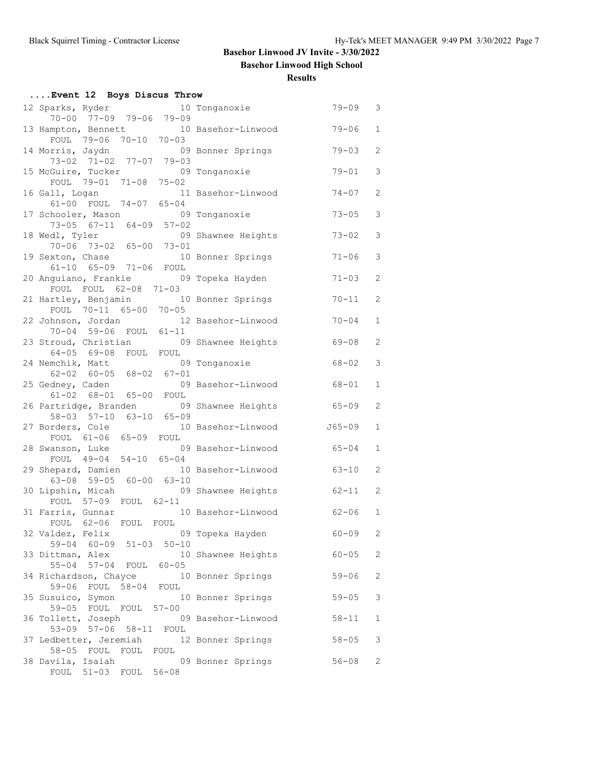# Basehor Linwood JV Invite - 3/30/2022

## Basehor Linwood High School

### Results

#### ....Event 12 Boys Discus Throw

| Place | Name | Year | School | Mark | Flight |
|---|---|---|---|---|---|
| 12 | Sparks, Ryder | 10 | Tonganoxie | 79-09 | 3 |
| | 70-00 77-09 79-06 79-09 | | | | |
| 13 | Hampton, Bennett | 10 | Basehor-Linwood | 79-06 | 1 |
| | FOUL 79-06 70-10 70-03 | | | | |
| 14 | Morris, Jaydn | 09 | Bonner Springs | 79-03 | 2 |
| | 73-02 71-02 77-07 79-03 | | | | |
| 15 | McGuire, Tucker | 09 | Tonganoxie | 79-01 | 3 |
| | FOUL 79-01 71-08 75-02 | | | | |
| 16 | Gall, Logan | 11 | Basehor-Linwood | 74-07 | 2 |
| | 61-00 FOUL 74-07 65-04 | | | | |
| 17 | Schooler, Mason | 09 | Tonganoxie | 73-05 | 3 |
| | 73-05 67-11 64-09 57-02 | | | | |
| 18 | Wedl, Tyler | 09 | Shawnee Heights | 73-02 | 3 |
| | 70-06 73-02 65-00 73-01 | | | | |
| 19 | Sexton, Chase | 10 | Bonner Springs | 71-06 | 3 |
| | 61-10 65-09 71-06 FOUL | | | | |
| 20 | Anguiano, Frankie | 09 | Topeka Hayden | 71-03 | 2 |
| | FOUL FOUL 62-08 71-03 | | | | |
| 21 | Hartley, Benjamin | 10 | Bonner Springs | 70-11 | 2 |
| | FOUL 70-11 65-00 70-05 | | | | |
| 22 | Johnson, Jordan | 12 | Basehor-Linwood | 70-04 | 1 |
| | 70-04 59-06 FOUL 61-11 | | | | |
| 23 | Stroud, Christian | 09 | Shawnee Heights | 69-08 | 2 |
| | 64-05 69-08 FOUL FOUL | | | | |
| 24 | Nemchik, Matt | 09 | Tonganoxie | 68-02 | 3 |
| | 62-02 60-05 68-02 67-01 | | | | |
| 25 | Gedney, Caden | 09 | Basehor-Linwood | 68-01 | 1 |
| | 61-02 68-01 65-00 FOUL | | | | |
| 26 | Partridge, Branden | 09 | Shawnee Heights | 65-09 | 2 |
| | 58-03 57-10 63-10 65-09 | | | | |
| 27 | Borders, Cole | 10 | Basehor-Linwood | J65-09 | 1 |
| | FOUL 61-06 65-09 FOUL | | | | |
| 28 | Swanson, Luke | 09 | Basehor-Linwood | 65-04 | 1 |
| | FOUL 49-04 54-10 65-04 | | | | |
| 29 | Shepard, Damien | 10 | Basehor-Linwood | 63-10 | 2 |
| | 63-08 59-05 60-00 63-10 | | | | |
| 30 | Lipshin, Micah | 09 | Shawnee Heights | 62-11 | 2 |
| | FOUL 57-09 FOUL 62-11 | | | | |
| 31 | Farris, Gunnar | 10 | Basehor-Linwood | 62-06 | 1 |
| | FOUL 62-06 FOUL FOUL | | | | |
| 32 | Valdez, Felix | 09 | Topeka Hayden | 60-09 | 2 |
| | 59-04 60-09 51-03 50-10 | | | | |
| 33 | Dittman, Alex | 10 | Shawnee Heights | 60-05 | 2 |
| | 55-04 57-04 FOUL 60-05 | | | | |
| 34 | Richardson, Chayce | 10 | Bonner Springs | 59-06 | 2 |
| | 59-06 FOUL 58-04 FOUL | | | | |
| 35 | Susuico, Symon | 10 | Bonner Springs | 59-05 | 3 |
| | 59-05 FOUL FOUL 57-00 | | | | |
| 36 | Tollett, Joseph | 09 | Basehor-Linwood | 58-11 | 1 |
| | 53-09 57-06 58-11 FOUL | | | | |
| 37 | Ledbetter, Jeremiah | 12 | Bonner Springs | 58-05 | 3 |
| | 58-05 FOUL FOUL FOUL | | | | |
| 38 | Davila, Isaiah | 09 | Bonner Springs | 56-08 | 2 |
| | FOUL 51-03 FOUL 56-08 | | | | |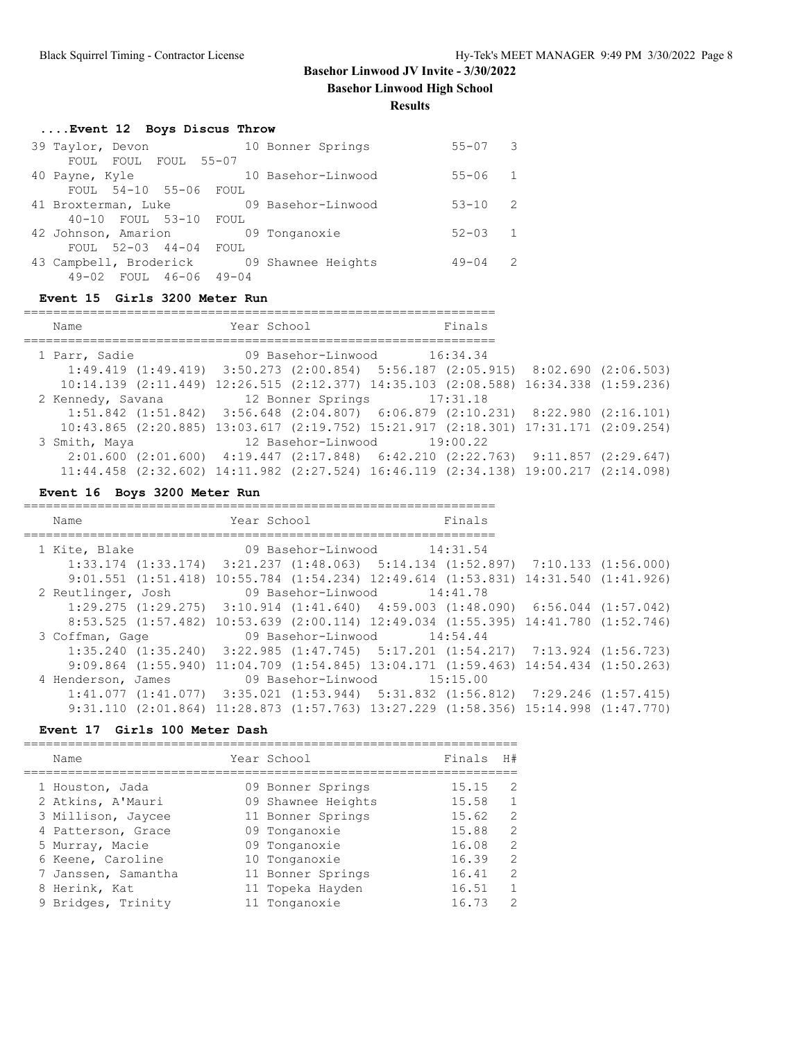# Basehor Linwood JV Invite - 3/30/2022

**Basehor Linwood High School**

**Results**

### ....Event 12 Boys Discus Throw

| | Name | Year | School | Finals | Points |
|---|---|---|---|---|---|
| 39 | Taylor, Devon | 10 | Bonner Springs | 55-07 | 3 |
| | FOUL FOUL FOUL 55-07 | | | | |
| 40 | Payne, Kyle | 10 | Basehor-Linwood | 55-06 | 1 |
| | FOUL 54-10 55-06 FOUL | | | | |
| 41 | Broxterman, Luke | 09 | Basehor-Linwood | 53-10 | 2 |
| | 40-10 FOUL 53-10 FOUL | | | | |
| 42 | Johnson, Amarion | 09 | Tonganoxie | 52-03 | 1 |
| | FOUL 52-03 44-04 FOUL | | | | |
| 43 | Campbell, Broderick | 09 | Shawnee Heights | 49-04 | 2 |
| | 49-02 FOUL 46-06 49-04 | | | | |

### Event 15 Girls 3200 Meter Run

| | Name | Year | School | Finals |
|---|---|---|---|---|
| 1 | Parr, Sadie | 09 | Basehor-Linwood | 16:34.34 |
| | 1:49.419 (1:49.419) 3:50.273 (2:00.854) 5:56.187 (2:05.915) 8:02.690 (2:06.503) | | | |
| | 10:14.139 (2:11.449) 12:26.515 (2:12.377) 14:35.103 (2:08.588) 16:34.338 (1:59.236) | | | |
| 2 | Kennedy, Savana | 12 | Bonner Springs | 17:31.18 |
| | 1:51.842 (1:51.842) 3:56.648 (2:04.807) 6:06.879 (2:10.231) 8:22.980 (2:16.101) | | | |
| | 10:43.865 (2:20.885) 13:03.617 (2:19.752) 15:21.917 (2:18.301) 17:31.171 (2:09.254) | | | |
| 3 | Smith, Maya | 12 | Basehor-Linwood | 19:00.22 |
| | 2:01.600 (2:01.600) 4:19.447 (2:17.848) 6:42.210 (2:22.763) 9:11.857 (2:29.647) | | | |
| | 11:44.458 (2:32.602) 14:11.982 (2:27.524) 16:46.119 (2:34.138) 19:00.217 (2:14.098) | | | |

### Event 16 Boys 3200 Meter Run

| | Name | Year | School | Finals |
|---|---|---|---|---|
| 1 | Kite, Blake | 09 | Basehor-Linwood | 14:31.54 |
| | 1:33.174 (1:33.174) 3:21.237 (1:48.063) 5:14.134 (1:52.897) 7:10.133 (1:56.000) | | | |
| | 9:01.551 (1:51.418) 10:55.784 (1:54.234) 12:49.614 (1:53.831) 14:31.540 (1:41.926) | | | |
| 2 | Reutlinger, Josh | 09 | Basehor-Linwood | 14:41.78 |
| | 1:29.275 (1:29.275) 3:10.914 (1:41.640) 4:59.003 (1:48.090) 6:56.044 (1:57.042) | | | |
| | 8:53.525 (1:57.482) 10:53.639 (2:00.114) 12:49.034 (1:55.395) 14:41.780 (1:52.746) | | | |
| 3 | Coffman, Gage | 09 | Basehor-Linwood | 14:54.44 |
| | 1:35.240 (1:35.240) 3:22.985 (1:47.745) 5:17.201 (1:54.217) 7:13.924 (1:56.723) | | | |
| | 9:09.864 (1:55.940) 11:04.709 (1:54.845) 13:04.171 (1:59.463) 14:54.434 (1:50.263) | | | |
| 4 | Henderson, James | 09 | Basehor-Linwood | 15:15.00 |
| | 1:41.077 (1:41.077) 3:35.021 (1:53.944) 5:31.832 (1:56.812) 7:29.246 (1:57.415) | | | |
| | 9:31.110 (2:01.864) 11:28.873 (1:57.763) 13:27.229 (1:58.356) 15:14.998 (1:47.770) | | | |

### Event 17 Girls 100 Meter Dash

| | Name | Year | School | Finals | H# |
|---|---|---|---|---|---|
| 1 | Houston, Jada | 09 | Bonner Springs | 15.15 | 2 |
| 2 | Atkins, A'Mauri | 09 | Shawnee Heights | 15.58 | 1 |
| 3 | Millison, Jaycee | 11 | Bonner Springs | 15.62 | 2 |
| 4 | Patterson, Grace | 09 | Tonganoxie | 15.88 | 2 |
| 5 | Murray, Macie | 09 | Tonganoxie | 16.08 | 2 |
| 6 | Keene, Caroline | 10 | Tonganoxie | 16.39 | 2 |
| 7 | Janssen, Samantha | 11 | Bonner Springs | 16.41 | 2 |
| 8 | Herink, Kat | 11 | Topeka Hayden | 16.51 | 1 |
| 9 | Bridges, Trinity | 11 | Tonganoxie | 16.73 | 2 |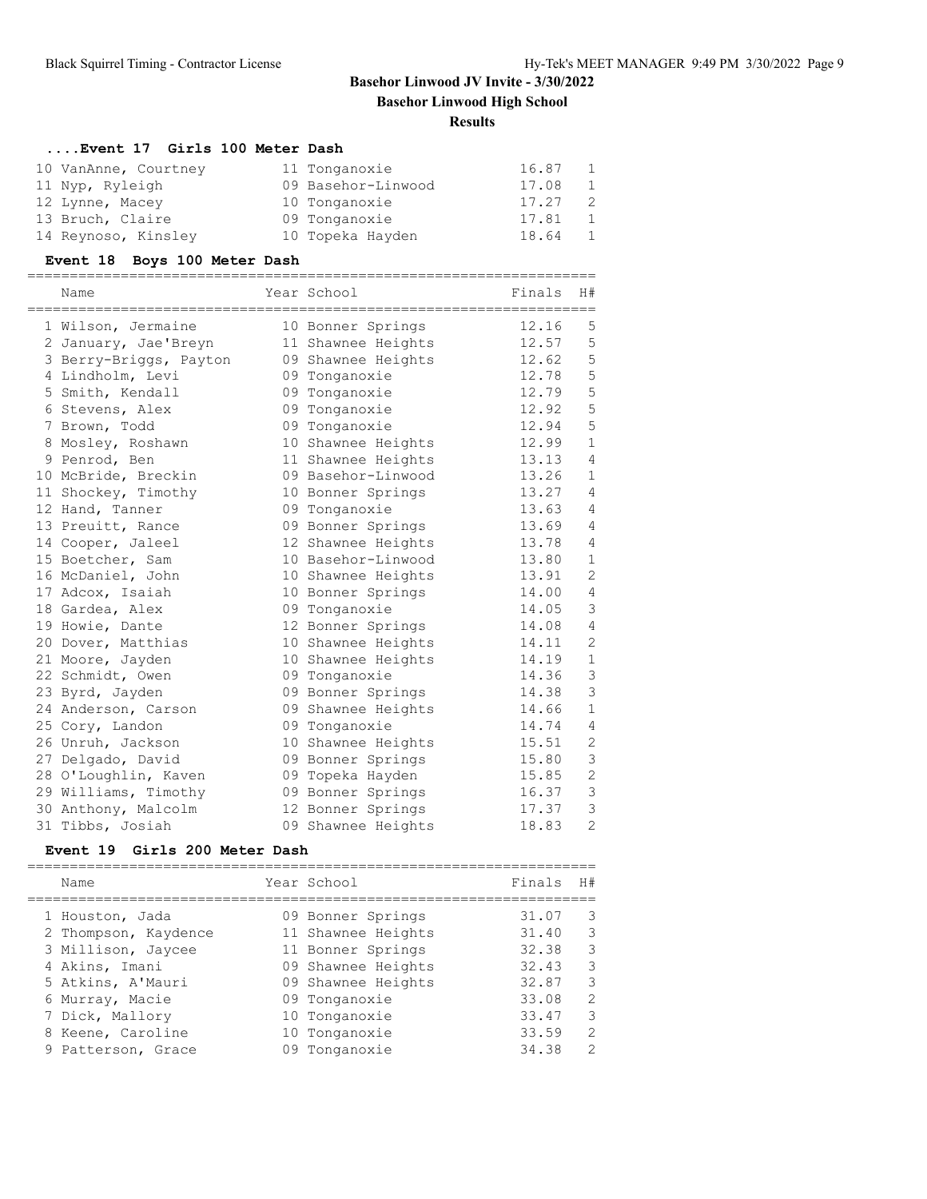## Basehor Linwood JV Invite - 3/30/2022

**Basehor Linwood High School**

**Results**

### ....Event 17 Girls 100 Meter Dash

| Name | Year | School | Finals | H# |
|---|---|---|---|---|
| 10 VanAnne, Courtney | 11 | Tonganoxie | 16.87 | 1 |
| 11 Nyp, Ryleigh | 09 | Basehor-Linwood | 17.08 | 1 |
| 12 Lynne, Macey | 10 | Tonganoxie | 17.27 | 2 |
| 13 Bruch, Claire | 09 | Tonganoxie | 17.81 | 1 |
| 14 Reynoso, Kinsley | 10 | Topeka Hayden | 18.64 | 1 |

### Event 18 Boys 100 Meter Dash

| Name | Year | School | Finals | H# |
|---|---|---|---|---|
| 1 Wilson, Jermaine | 10 | Bonner Springs | 12.16 | 5 |
| 2 January, Jae'Breyn | 11 | Shawnee Heights | 12.57 | 5 |
| 3 Berry-Briggs, Payton | 09 | Shawnee Heights | 12.62 | 5 |
| 4 Lindholm, Levi | 09 | Tonganoxie | 12.78 | 5 |
| 5 Smith, Kendall | 09 | Tonganoxie | 12.79 | 5 |
| 6 Stevens, Alex | 09 | Tonganoxie | 12.92 | 5 |
| 7 Brown, Todd | 09 | Tonganoxie | 12.94 | 5 |
| 8 Mosley, Roshawn | 10 | Shawnee Heights | 12.99 | 1 |
| 9 Penrod, Ben | 11 | Shawnee Heights | 13.13 | 4 |
| 10 McBride, Breckin | 09 | Basehor-Linwood | 13.26 | 1 |
| 11 Shockey, Timothy | 10 | Bonner Springs | 13.27 | 4 |
| 12 Hand, Tanner | 09 | Tonganoxie | 13.63 | 4 |
| 13 Preuitt, Rance | 09 | Bonner Springs | 13.69 | 4 |
| 14 Cooper, Jaleel | 12 | Shawnee Heights | 13.78 | 4 |
| 15 Boetcher, Sam | 10 | Basehor-Linwood | 13.80 | 1 |
| 16 McDaniel, John | 10 | Shawnee Heights | 13.91 | 2 |
| 17 Adcox, Isaiah | 10 | Bonner Springs | 14.00 | 4 |
| 18 Gardea, Alex | 09 | Tonganoxie | 14.05 | 3 |
| 19 Howie, Dante | 12 | Bonner Springs | 14.08 | 4 |
| 20 Dover, Matthias | 10 | Shawnee Heights | 14.11 | 2 |
| 21 Moore, Jayden | 10 | Shawnee Heights | 14.19 | 1 |
| 22 Schmidt, Owen | 09 | Tonganoxie | 14.36 | 3 |
| 23 Byrd, Jayden | 09 | Bonner Springs | 14.38 | 3 |
| 24 Anderson, Carson | 09 | Shawnee Heights | 14.66 | 1 |
| 25 Cory, Landon | 09 | Tonganoxie | 14.74 | 4 |
| 26 Unruh, Jackson | 10 | Shawnee Heights | 15.51 | 2 |
| 27 Delgado, David | 09 | Bonner Springs | 15.80 | 3 |
| 28 O'Loughlin, Kaven | 09 | Topeka Hayden | 15.85 | 2 |
| 29 Williams, Timothy | 09 | Bonner Springs | 16.37 | 3 |
| 30 Anthony, Malcolm | 12 | Bonner Springs | 17.37 | 3 |
| 31 Tibbs, Josiah | 09 | Shawnee Heights | 18.83 | 2 |

### Event 19 Girls 200 Meter Dash

| Name | Year | School | Finals | H# |
|---|---|---|---|---|
| 1 Houston, Jada | 09 | Bonner Springs | 31.07 | 3 |
| 2 Thompson, Kaydence | 11 | Shawnee Heights | 31.40 | 3 |
| 3 Millison, Jaycee | 11 | Bonner Springs | 32.38 | 3 |
| 4 Akins, Imani | 09 | Shawnee Heights | 32.43 | 3 |
| 5 Atkins, A'Mauri | 09 | Shawnee Heights | 32.87 | 3 |
| 6 Murray, Macie | 09 | Tonganoxie | 33.08 | 2 |
| 7 Dick, Mallory | 10 | Tonganoxie | 33.47 | 3 |
| 8 Keene, Caroline | 10 | Tonganoxie | 33.59 | 2 |
| 9 Patterson, Grace | 09 | Tonganoxie | 34.38 | 2 |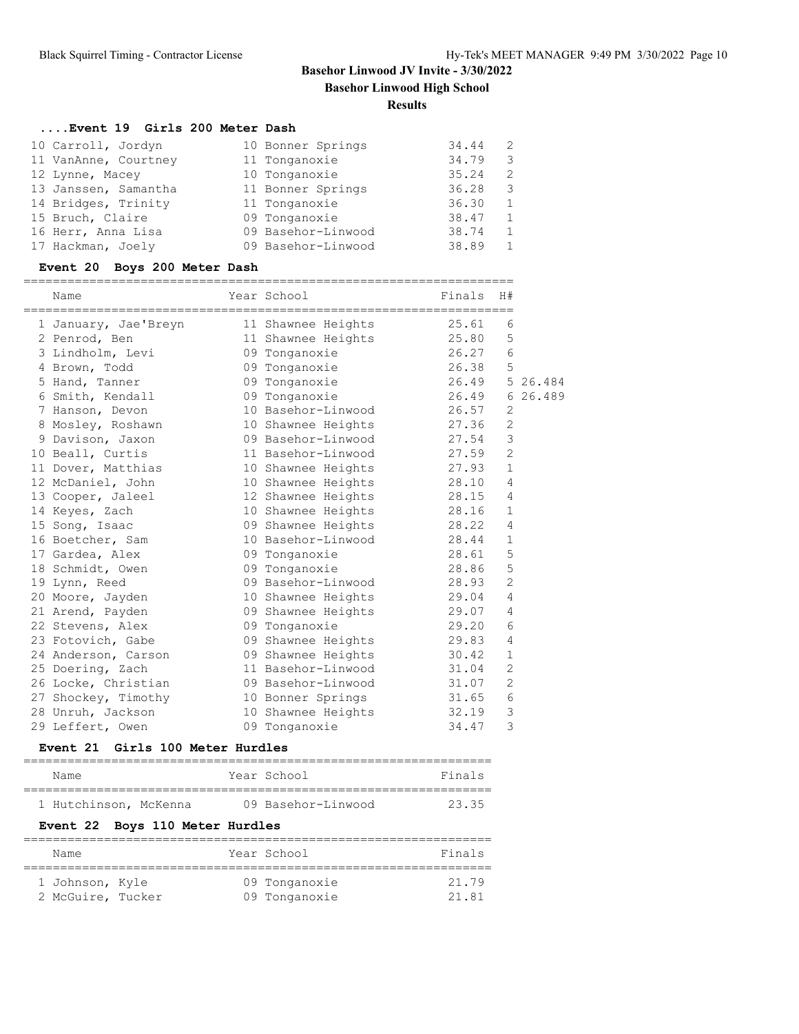# Basehor Linwood JV Invite - 3/30/2022

## Basehor Linwood High School

### Results

#### ....Event 19 Girls 200 Meter Dash

| Name | Year | School | Finals | H# |
|---|---|---|---|---|
| 10 Carroll, Jordyn | 10 | Bonner Springs | 34.44 | 2 |
| 11 VanAnne, Courtney | 11 | Tonganoxie | 34.79 | 3 |
| 12 Lynne, Macey | 10 | Tonganoxie | 35.24 | 2 |
| 13 Janssen, Samantha | 11 | Bonner Springs | 36.28 | 3 |
| 14 Bridges, Trinity | 11 | Tonganoxie | 36.30 | 1 |
| 15 Bruch, Claire | 09 | Tonganoxie | 38.47 | 1 |
| 16 Herr, Anna Lisa | 09 | Basehor-Linwood | 38.74 | 1 |
| 17 Hackman, Joely | 09 | Basehor-Linwood | 38.89 | 1 |

#### Event 20 Boys 200 Meter Dash

| Name | Year | School | Finals | H# | |
|---|---|---|---|---|---|
| 1 January, Jae'Breyn | 11 | Shawnee Heights | 25.61 | 6 | |
| 2 Penrod, Ben | 11 | Shawnee Heights | 25.80 | 5 | |
| 3 Lindholm, Levi | 09 | Tonganoxie | 26.27 | 6 | |
| 4 Brown, Todd | 09 | Tonganoxie | 26.38 | 5 | |
| 5 Hand, Tanner | 09 | Tonganoxie | 26.49 | 5 | 26.484 |
| 6 Smith, Kendall | 09 | Tonganoxie | 26.49 | 6 | 26.489 |
| 7 Hanson, Devon | 10 | Basehor-Linwood | 26.57 | 2 | |
| 8 Mosley, Roshawn | 10 | Shawnee Heights | 27.36 | 2 | |
| 9 Davison, Jaxon | 09 | Basehor-Linwood | 27.54 | 3 | |
| 10 Beall, Curtis | 11 | Basehor-Linwood | 27.59 | 2 | |
| 11 Dover, Matthias | 10 | Shawnee Heights | 27.93 | 1 | |
| 12 McDaniel, John | 10 | Shawnee Heights | 28.10 | 4 | |
| 13 Cooper, Jaleel | 12 | Shawnee Heights | 28.15 | 4 | |
| 14 Keyes, Zach | 10 | Shawnee Heights | 28.16 | 1 | |
| 15 Song, Isaac | 09 | Shawnee Heights | 28.22 | 4 | |
| 16 Boetcher, Sam | 10 | Basehor-Linwood | 28.44 | 1 | |
| 17 Gardea, Alex | 09 | Tonganoxie | 28.61 | 5 | |
| 18 Schmidt, Owen | 09 | Tonganoxie | 28.86 | 5 | |
| 19 Lynn, Reed | 09 | Basehor-Linwood | 28.93 | 2 | |
| 20 Moore, Jayden | 10 | Shawnee Heights | 29.04 | 4 | |
| 21 Arend, Payden | 09 | Shawnee Heights | 29.07 | 4 | |
| 22 Stevens, Alex | 09 | Tonganoxie | 29.20 | 6 | |
| 23 Fotovich, Gabe | 09 | Shawnee Heights | 29.83 | 4 | |
| 24 Anderson, Carson | 09 | Shawnee Heights | 30.42 | 1 | |
| 25 Doering, Zach | 11 | Basehor-Linwood | 31.04 | 2 | |
| 26 Locke, Christian | 09 | Basehor-Linwood | 31.07 | 2 | |
| 27 Shockey, Timothy | 10 | Bonner Springs | 31.65 | 6 | |
| 28 Unruh, Jackson | 10 | Shawnee Heights | 32.19 | 3 | |
| 29 Leffert, Owen | 09 | Tonganoxie | 34.47 | 3 | |

#### Event 21 Girls 100 Meter Hurdles

| Name | Year | School | Finals |
|---|---|---|---|
| 1 Hutchinson, McKenna | 09 | Basehor-Linwood | 23.35 |

#### Event 22 Boys 110 Meter Hurdles

| Name | Year | School | Finals |
|---|---|---|---|
| 1 Johnson, Kyle | 09 | Tonganoxie | 21.79 |
| 2 McGuire, Tucker | 09 | Tonganoxie | 21.81 |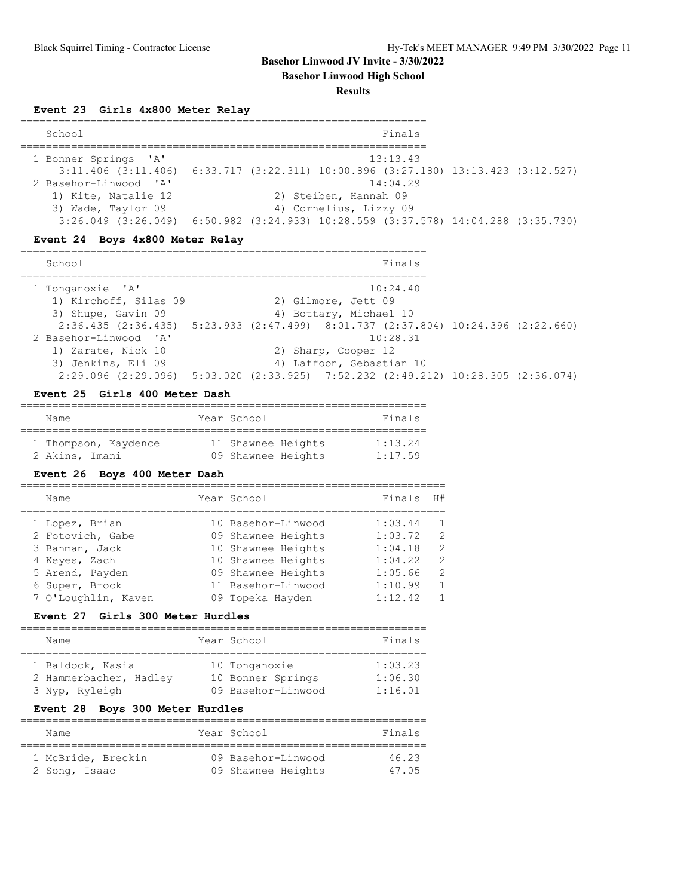# Basehor Linwood JV Invite - 3/30/2022

## Basehor Linwood High School

### Results

#### Event 23 Girls 4x800 Meter Relay

| | School | Finals |
|---|---|---|
| 1 | Bonner Springs 'A' | 13:13.43 |
| | 3:11.406 (3:11.406) 6:33.717 (3:22.311) 10:00.896 (3:27.180) 13:13.423 (3:12.527) | |
| 2 | Basehor-Linwood 'A' | 14:04.29 |
| | 1) Kite, Natalie 12; 2) Steiben, Hannah 09; 3) Wade, Taylor 09; 4) Cornelius, Lizzy 09 | |
| | 3:26.049 (3:26.049) 6:50.982 (3:24.933) 10:28.559 (3:37.578) 14:04.288 (3:35.730) | |

#### Event 24 Boys 4x800 Meter Relay

| | School | Finals |
|---|---|---|
| 1 | Tonganoxie 'A' | 10:24.40 |
| | 1) Kirchoff, Silas 09; 2) Gilmore, Jett 09; 3) Shupe, Gavin 09; 4) Bottary, Michael 10 | |
| | 2:36.435 (2:36.435) 5:23.933 (2:47.499) 8:01.737 (2:37.804) 10:24.396 (2:22.660) | |
| 2 | Basehor-Linwood 'A' | 10:28.31 |
| | 1) Zarate, Nick 10; 2) Sharp, Cooper 12; 3) Jenkins, Eli 09; 4) Laffoon, Sebastian 10 | |
| | 2:29.096 (2:29.096) 5:03.020 (2:33.925) 7:52.232 (2:49.212) 10:28.305 (2:36.074) | |

#### Event 25 Girls 400 Meter Dash

| | Name | Year | School | Finals |
|---|---|---|---|---|
| 1 | Thompson, Kaydence | 11 | Shawnee Heights | 1:13.24 |
| 2 | Akins, Imani | 09 | Shawnee Heights | 1:17.59 |

#### Event 26 Boys 400 Meter Dash

| | Name | Year | School | Finals | H# |
|---|---|---|---|---|---|
| 1 | Lopez, Brian | 10 | Basehor-Linwood | 1:03.44 | 1 |
| 2 | Fotovich, Gabe | 09 | Shawnee Heights | 1:03.72 | 2 |
| 3 | Banman, Jack | 10 | Shawnee Heights | 1:04.18 | 2 |
| 4 | Keyes, Zach | 10 | Shawnee Heights | 1:04.22 | 2 |
| 5 | Arend, Payden | 09 | Shawnee Heights | 1:05.66 | 2 |
| 6 | Super, Brock | 11 | Basehor-Linwood | 1:10.99 | 1 |
| 7 | O'Loughlin, Kaven | 09 | Topeka Hayden | 1:12.42 | 1 |

#### Event 27 Girls 300 Meter Hurdles

| | Name | Year | School | Finals |
|---|---|---|---|---|
| 1 | Baldock, Kasia | 10 | Tonganoxie | 1:03.23 |
| 2 | Hammerbacher, Hadley | 10 | Bonner Springs | 1:06.30 |
| 3 | Nyp, Ryleigh | 09 | Basehor-Linwood | 1:16.01 |

#### Event 28 Boys 300 Meter Hurdles

| | Name | Year | School | Finals |
|---|---|---|---|---|
| 1 | McBride, Breckin | 09 | Basehor-Linwood | 46.23 |
| 2 | Song, Isaac | 09 | Shawnee Heights | 47.05 |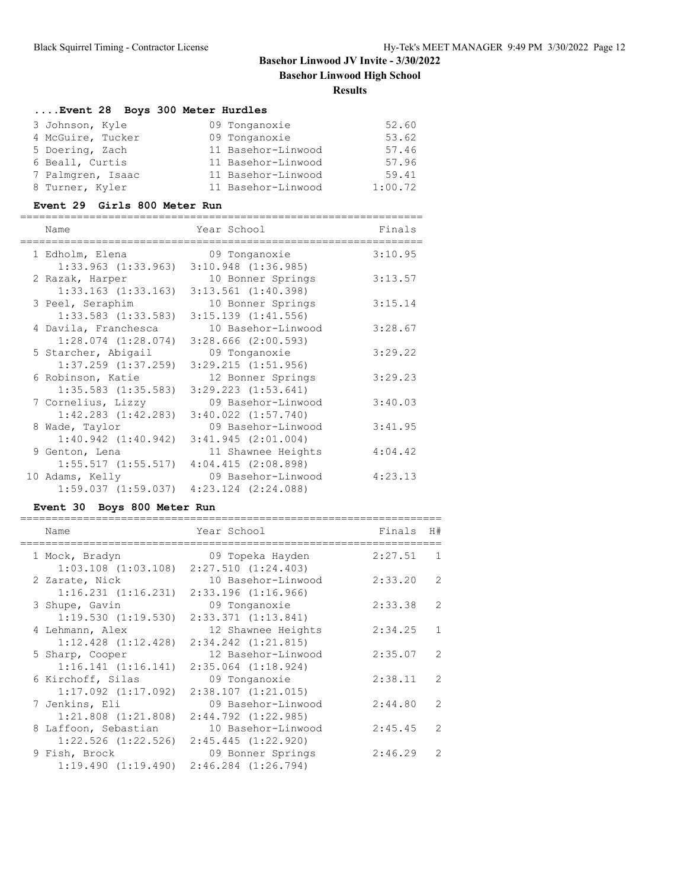# Basehor Linwood JV Invite - 3/30/2022

## Basehor Linwood High School

### Results

### ....Event 28 Boys 300 Meter Hurdles

| Place | Name | Year | School | Finals |
|---|---|---|---|---|
| 3 | Johnson, Kyle | 09 | Tonganoxie | 52.60 |
| 4 | McGuire, Tucker | 09 | Tonganoxie | 53.62 |
| 5 | Doering, Zach | 11 | Basehor-Linwood | 57.46 |
| 6 | Beall, Curtis | 11 | Basehor-Linwood | 57.96 |
| 7 | Palmgren, Isaac | 11 | Basehor-Linwood | 59.41 |
| 8 | Turner, Kyler | 11 | Basehor-Linwood | 1:00.72 |

### Event 29 Girls 800 Meter Run

| Place | Name | Year | School | Finals | Splits |
|---|---|---|---|---|---|
| 1 | Edholm, Elena | 09 | Tonganoxie | 3:10.95 | 1:33.963 (1:33.963) 3:10.948 (1:36.985) |
| 2 | Razak, Harper | 10 | Bonner Springs | 3:13.57 | 1:33.163 (1:33.163) 3:13.561 (1:40.398) |
| 3 | Peel, Seraphim | 10 | Bonner Springs | 3:15.14 | 1:33.583 (1:33.583) 3:15.139 (1:41.556) |
| 4 | Davila, Franchesca | 10 | Basehor-Linwood | 3:28.67 | 1:28.074 (1:28.074) 3:28.666 (2:00.593) |
| 5 | Starcher, Abigail | 09 | Tonganoxie | 3:29.22 | 1:37.259 (1:37.259) 3:29.215 (1:51.956) |
| 6 | Robinson, Katie | 12 | Bonner Springs | 3:29.23 | 1:35.583 (1:35.583) 3:29.223 (1:53.641) |
| 7 | Cornelius, Lizzy | 09 | Basehor-Linwood | 3:40.03 | 1:42.283 (1:42.283) 3:40.022 (1:57.740) |
| 8 | Wade, Taylor | 09 | Basehor-Linwood | 3:41.95 | 1:40.942 (1:40.942) 3:41.945 (2:01.004) |
| 9 | Genton, Lena | 11 | Shawnee Heights | 4:04.42 | 1:55.517 (1:55.517) 4:04.415 (2:08.898) |
| 10 | Adams, Kelly | 09 | Basehor-Linwood | 4:23.13 | 1:59.037 (1:59.037) 4:23.124 (2:24.088) |

### Event 30 Boys 800 Meter Run

| Place | Name | Year | School | Finals | H# | Splits |
|---|---|---|---|---|---|---|
| 1 | Mock, Bradyn | 09 | Topeka Hayden | 2:27.51 | 1 | 1:03.108 (1:03.108) 2:27.510 (1:24.403) |
| 2 | Zarate, Nick | 10 | Basehor-Linwood | 2:33.20 | 2 | 1:16.231 (1:16.231) 2:33.196 (1:16.966) |
| 3 | Shupe, Gavin | 09 | Tonganoxie | 2:33.38 | 2 | 1:19.530 (1:19.530) 2:33.371 (1:13.841) |
| 4 | Lehmann, Alex | 12 | Shawnee Heights | 2:34.25 | 1 | 1:12.428 (1:12.428) 2:34.242 (1:21.815) |
| 5 | Sharp, Cooper | 12 | Basehor-Linwood | 2:35.07 | 2 | 1:16.141 (1:16.141) 2:35.064 (1:18.924) |
| 6 | Kirchoff, Silas | 09 | Tonganoxie | 2:38.11 | 2 | 1:17.092 (1:17.092) 2:38.107 (1:21.015) |
| 7 | Jenkins, Eli | 09 | Basehor-Linwood | 2:44.80 | 2 | 1:21.808 (1:21.808) 2:44.792 (1:22.985) |
| 8 | Laffoon, Sebastian | 10 | Basehor-Linwood | 2:45.45 | 2 | 1:22.526 (1:22.526) 2:45.445 (1:22.920) |
| 9 | Fish, Brock | 09 | Bonner Springs | 2:46.29 | 2 | 1:19.490 (1:19.490) 2:46.284 (1:26.794) |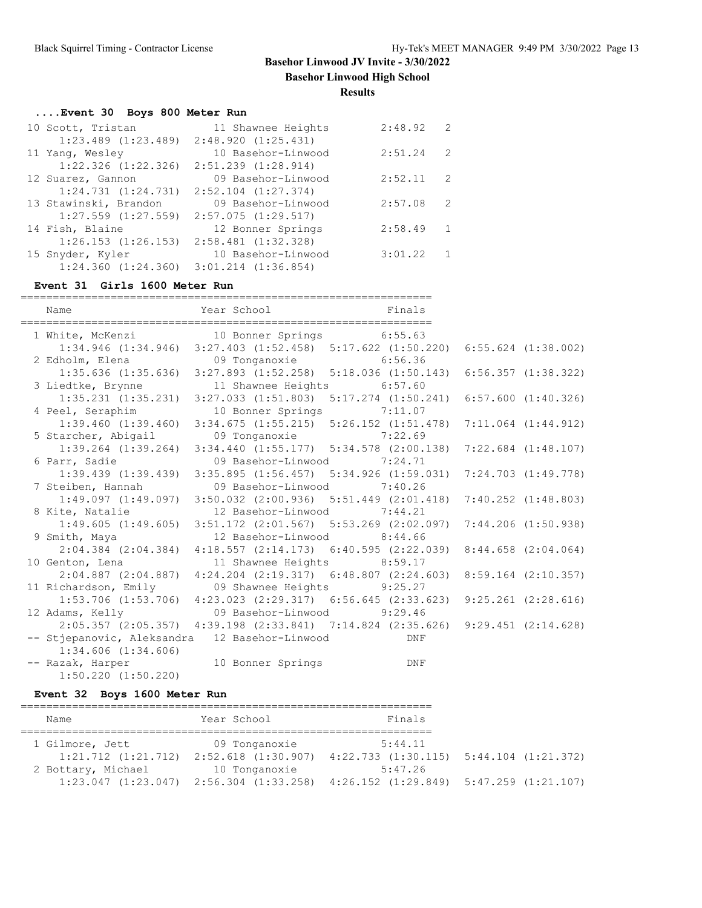# Basehor Linwood JV Invite - 3/30/2022

**Basehor Linwood High School**

**Results**

### ....Event 30 Boys 800 Meter Run

| Place | Name | Year | School | Finals | Heat | Splits |
|---|---|---|---|---|---|---|
| 10 | Scott, Tristan | 11 | Shawnee Heights | 2:48.92 | 2 | 1:23.489 (1:23.489) 2:48.920 (1:25.431) |
| 11 | Yang, Wesley | 10 | Basehor-Linwood | 2:51.24 | 2 | 1:22.326 (1:22.326) 2:51.239 (1:28.914) |
| 12 | Suarez, Gannon | 09 | Basehor-Linwood | 2:52.11 | 2 | 1:24.731 (1:24.731) 2:52.104 (1:27.374) |
| 13 | Stawinski, Brandon | 09 | Basehor-Linwood | 2:57.08 | 2 | 1:27.559 (1:27.559) 2:57.075 (1:29.517) |
| 14 | Fish, Blaine | 12 | Bonner Springs | 2:58.49 | 1 | 1:26.153 (1:26.153) 2:58.481 (1:32.328) |
| 15 | Snyder, Kyler | 10 | Basehor-Linwood | 3:01.22 | 1 | 1:24.360 (1:24.360) 3:01.214 (1:36.854) |

### Event 31 Girls 1600 Meter Run

| Place | Name | Year | School | Finals | Splits |
|---|---|---|---|---|---|
| 1 | White, McKenzi | 10 | Bonner Springs | 6:55.63 | 1:34.946 (1:34.946) 3:27.403 (1:52.458) 5:17.622 (1:50.220) 6:55.624 (1:38.002) |
| 2 | Edholm, Elena | 09 | Tonganoxie | 6:56.36 | 1:35.636 (1:35.636) 3:27.893 (1:52.258) 5:18.036 (1:50.143) 6:56.357 (1:38.322) |
| 3 | Liedtke, Brynne | 11 | Shawnee Heights | 6:57.60 | 1:35.231 (1:35.231) 3:27.033 (1:51.803) 5:17.274 (1:50.241) 6:57.600 (1:40.326) |
| 4 | Peel, Seraphim | 10 | Bonner Springs | 7:11.07 | 1:39.460 (1:39.460) 3:34.675 (1:55.215) 5:26.152 (1:51.478) 7:11.064 (1:44.912) |
| 5 | Starcher, Abigail | 09 | Tonganoxie | 7:22.69 | 1:39.264 (1:39.264) 3:34.440 (1:55.177) 5:34.578 (2:00.138) 7:22.684 (1:48.107) |
| 6 | Parr, Sadie | 09 | Basehor-Linwood | 7:24.71 | 1:39.439 (1:39.439) 3:35.895 (1:56.457) 5:34.926 (1:59.031) 7:24.703 (1:49.778) |
| 7 | Steiben, Hannah | 09 | Basehor-Linwood | 7:40.26 | 1:49.097 (1:49.097) 3:50.032 (2:00.936) 5:51.449 (2:01.418) 7:40.252 (1:48.803) |
| 8 | Kite, Natalie | 12 | Basehor-Linwood | 7:44.21 | 1:49.605 (1:49.605) 3:51.172 (2:01.567) 5:53.269 (2:02.097) 7:44.206 (1:50.938) |
| 9 | Smith, Maya | 12 | Basehor-Linwood | 8:44.66 | 2:04.384 (2:04.384) 4:18.557 (2:14.173) 6:40.595 (2:22.039) 8:44.658 (2:04.064) |
| 10 | Genton, Lena | 11 | Shawnee Heights | 8:59.17 | 2:04.887 (2:04.887) 4:24.204 (2:19.317) 6:48.807 (2:24.603) 8:59.164 (2:10.357) |
| 11 | Richardson, Emily | 09 | Shawnee Heights | 9:25.27 | 1:53.706 (1:53.706) 4:23.023 (2:29.317) 6:56.645 (2:33.623) 9:25.261 (2:28.616) |
| 12 | Adams, Kelly | 09 | Basehor-Linwood | 9:29.46 | 2:05.357 (2:05.357) 4:39.198 (2:33.841) 7:14.824 (2:35.626) 9:29.451 (2:14.628) |
| -- | Stjepanovic, Aleksandra | 12 | Basehor-Linwood | DNF | 1:34.606 (1:34.606) |
| -- | Razak, Harper | 10 | Bonner Springs | DNF | 1:50.220 (1:50.220) |

### Event 32 Boys 1600 Meter Run

| Place | Name | Year | School | Finals | Splits |
|---|---|---|---|---|---|
| 1 | Gilmore, Jett | 09 | Tonganoxie | 5:44.11 | 1:21.712 (1:21.712) 2:52.618 (1:30.907) 4:22.733 (1:30.115) 5:44.104 (1:21.372) |
| 2 | Bottary, Michael | 10 | Tonganoxie | 5:47.26 | 1:23.047 (1:23.047) 2:56.304 (1:33.258) 4:26.152 (1:29.849) 5:47.259 (1:21.107) |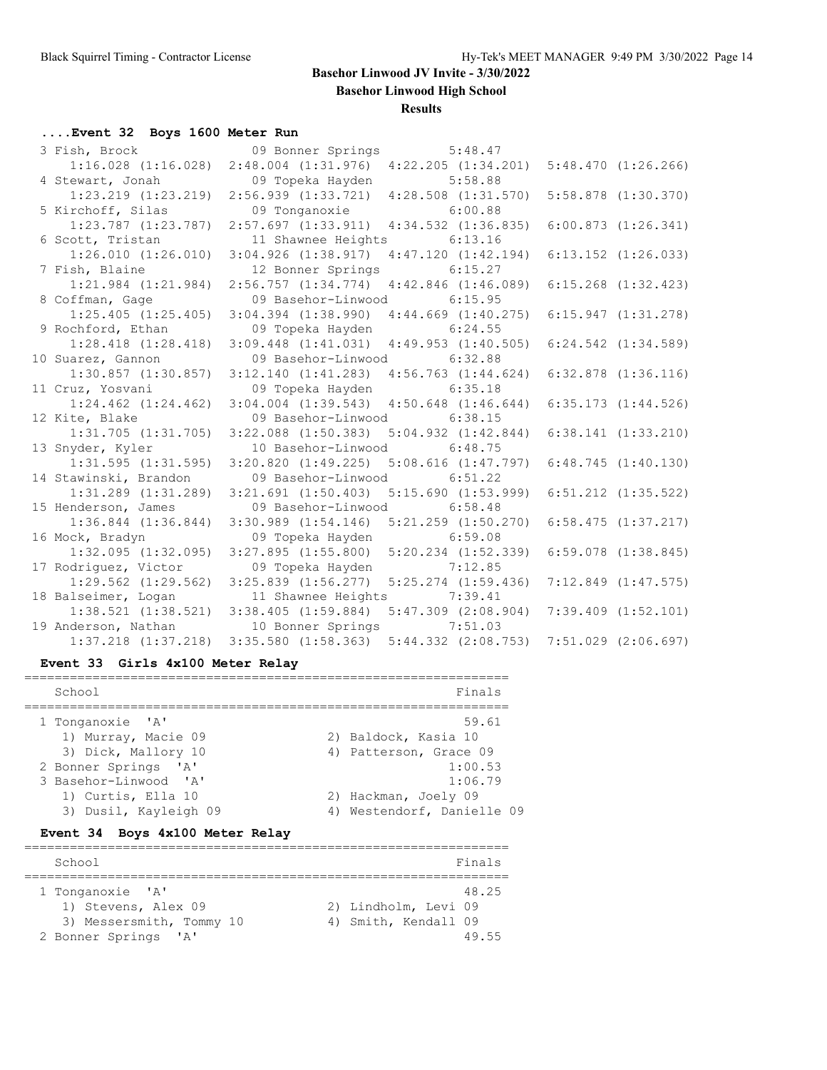# Basehor Linwood JV Invite - 3/30/2022

## Basehor Linwood High School

### Results

#### ....Event 32 Boys 1600 Meter Run

```
  3 Fish, Brock              09 Bonner Springs         5:48.47  
     1:16.028 (1:16.028)  2:48.004 (1:31.976)  4:22.205 (1:34.201)  5:48.470 (1:26.266)
  4 Stewart, Jonah           09 Topeka Hayden          5:58.88  
     1:23.219 (1:23.219)  2:56.939 (1:33.721)  4:28.508 (1:31.570)  5:58.878 (1:30.370)
  5 Kirchoff, Silas          09 Tonganoxie             6:00.88  
     1:23.787 (1:23.787)  2:57.697 (1:33.911)  4:34.532 (1:36.835)  6:00.873 (1:26.341)
  6 Scott, Tristan           11 Shawnee Heights        6:13.16  
     1:26.010 (1:26.010)  3:04.926 (1:38.917)  4:47.120 (1:42.194)  6:13.152 (1:26.033)
  7 Fish, Blaine             12 Bonner Springs         6:15.27  
     1:21.984 (1:21.984)  2:56.757 (1:34.774)  4:42.846 (1:46.089)  6:15.268 (1:32.423)
  8 Coffman, Gage            09 Basehor-Linwood        6:15.95  
     1:25.405 (1:25.405)  3:04.394 (1:38.990)  4:44.669 (1:40.275)  6:15.947 (1:31.278)
  9 Rochford, Ethan          09 Topeka Hayden          6:24.55  
     1:28.418 (1:28.418)  3:09.448 (1:41.031)  4:49.953 (1:40.505)  6:24.542 (1:34.589)
 10 Suarez, Gannon           09 Basehor-Linwood        6:32.88  
     1:30.857 (1:30.857)  3:12.140 (1:41.283)  4:56.763 (1:44.624)  6:32.878 (1:36.116)
 11 Cruz, Yosvani            09 Topeka Hayden          6:35.18  
     1:24.462 (1:24.462)  3:04.004 (1:39.543)  4:50.648 (1:46.644)  6:35.173 (1:44.526)
 12 Kite, Blake              09 Basehor-Linwood        6:38.15  
     1:31.705 (1:31.705)  3:22.088 (1:50.383)  5:04.932 (1:42.844)  6:38.141 (1:33.210)
 13 Snyder, Kyler            10 Basehor-Linwood        6:48.75  
     1:31.595 (1:31.595)  3:20.820 (1:49.225)  5:08.616 (1:47.797)  6:48.745 (1:40.130)
 14 Stawinski, Brandon       09 Basehor-Linwood        6:51.22  
     1:31.289 (1:31.289)  3:21.691 (1:50.403)  5:15.690 (1:53.999)  6:51.212 (1:35.522)
 15 Henderson, James         09 Basehor-Linwood        6:58.48  
     1:36.844 (1:36.844)  3:30.989 (1:54.146)  5:21.259 (1:50.270)  6:58.475 (1:37.217)
 16 Mock, Bradyn             09 Topeka Hayden          6:59.08  
     1:32.095 (1:32.095)  3:27.895 (1:55.800)  5:20.234 (1:52.339)  6:59.078 (1:38.845)
 17 Rodriguez, Victor        09 Topeka Hayden          7:12.85  
     1:29.562 (1:29.562)  3:25.839 (1:56.277)  5:25.274 (1:59.436)  7:12.849 (1:47.575)
 18 Balseimer, Logan         11 Shawnee Heights        7:39.41  
     1:38.521 (1:38.521)  3:38.405 (1:59.884)  5:47.309 (2:08.904)  7:39.409 (1:52.101)
 19 Anderson, Nathan         10 Bonner Springs         7:51.03  
     1:37.218 (1:37.218)  3:35.580 (1:58.363)  5:44.332 (2:08.753)  7:51.029 (2:06.697)
```

#### Event 33 Girls 4x100 Meter Relay

```
================================================================
    School                                                Finals
================================================================
  1 Tonganoxie  'A'                                        59.61  
     1) Murray, Macie 09                2) Baldock, Kasia 10      
     3) Dick, Mallory 10                4) Patterson, Grace 09    
  2 Bonner Springs  'A'                                  1:00.53  
  3 Basehor-Linwood  'A'                                 1:06.79  
     1) Curtis, Ella 10                 2) Hackman, Joely 09      
     3) Dusil, Kayleigh 09              4) Westendorf, Danielle 09
```

#### Event 34 Boys 4x100 Meter Relay

```
================================================================
    School                                                Finals
================================================================
  1 Tonganoxie  'A'                                        48.25  
     1) Stevens, Alex 09                2) Lindholm, Levi 09      
     3) Messersmith, Tommy 10           4) Smith, Kendall 09      
  2 Bonner Springs  'A'                                    49.55  
```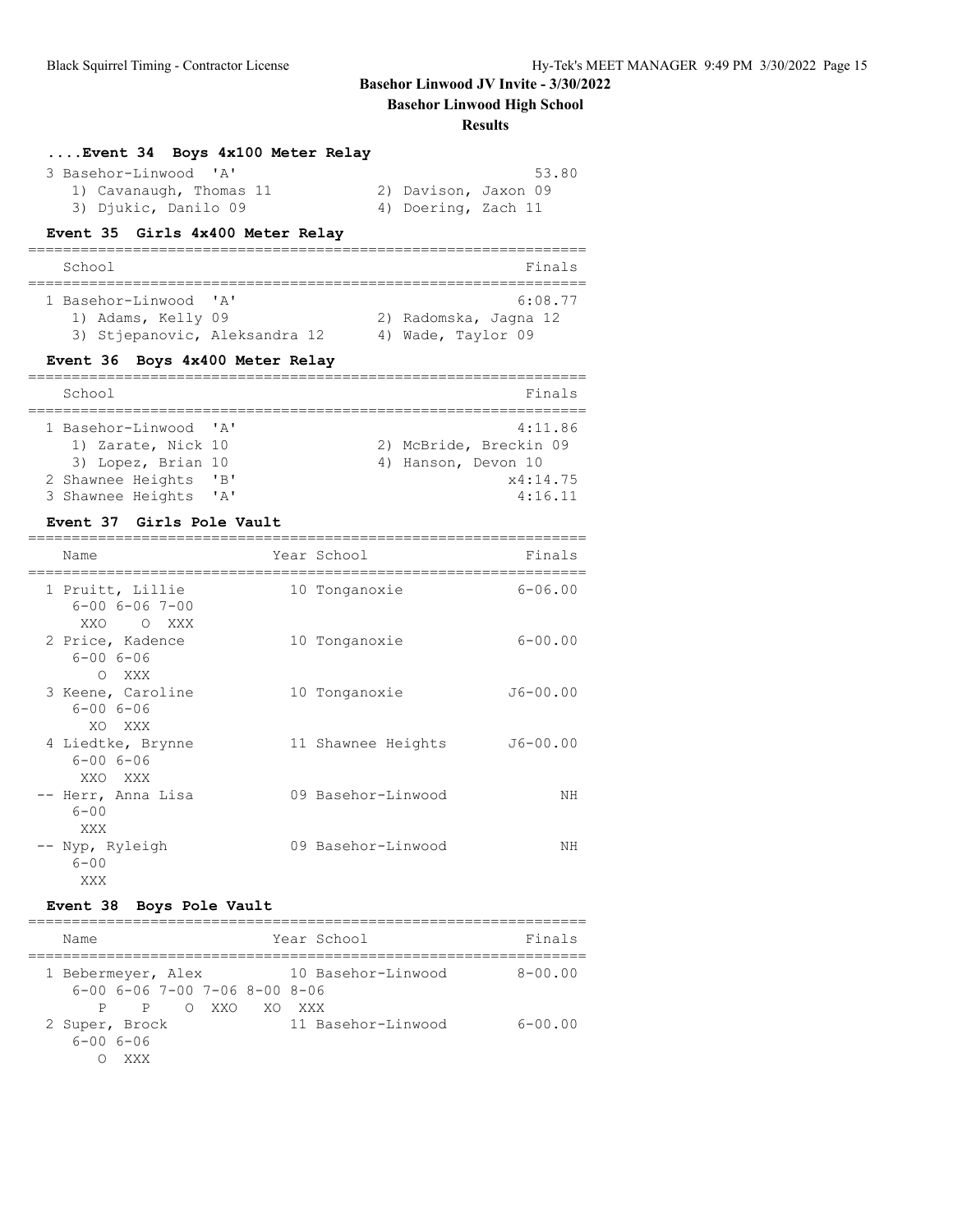**Basehor Linwood JV Invite - 3/30/2022**

**Basehor Linwood High School**

**Results**

### ....Event 34 Boys 4x100 Meter Relay

```
 3 Basehor-Linwood  'A'                                 53.80
    1) Cavanaugh, Thomas 11          2) Davison, Jaxon 09
    3) Djukic, Danilo 09             4) Doering, Zach 11
```

### Event 35 Girls 4x400 Meter Relay

```
================================================================
    School                                               Finals
================================================================
 1 Basehor-Linwood  'A'                               6:08.77
    1) Adams, Kelly 09               2) Radomska, Jagna 12
    3) Stjepanovic, Aleksandra 12    4) Wade, Taylor 09
```

### Event 36 Boys 4x400 Meter Relay

```
================================================================
    School                                               Finals
================================================================
 1 Basehor-Linwood  'A'                               4:11.86
    1) Zarate, Nick 10               2) McBride, Breckin 09
    3) Lopez, Brian 10               4) Hanson, Devon 10
 2 Shawnee Heights  'B'                              x4:14.75
 3 Shawnee Heights  'A'                               4:16.11
```

### Event 37 Girls Pole Vault

```
================================================================
    Name                    Year School                  Finals
================================================================
  1 Pruitt, Lillie          10 Tonganoxie              6-06.00
      6-00 6-06 7-00
       XXO    O  XXX
  2 Price, Kadence          10 Tonganoxie              6-00.00
      6-00 6-06
         O  XXX
  3 Keene, Caroline         10 Tonganoxie             J6-00.00
      6-00 6-06
        XO  XXX
  4 Liedtke, Brynne         11 Shawnee Heights        J6-00.00
      6-00 6-06
       XXO  XXX
 -- Herr, Anna Lisa         09 Basehor-Linwood              NH
      6-00
       XXX
 -- Nyp, Ryleigh            09 Basehor-Linwood              NH
      6-00
       XXX
```

### Event 38 Boys Pole Vault

```
================================================================
    Name                    Year School                  Finals
================================================================
  1 Bebermeyer, Alex        10 Basehor-Linwood         8-00.00
      6-00 6-06 7-00 7-06 8-00 8-06
         P    P    O  XXO   XO  XXX
  2 Super, Brock            11 Basehor-Linwood         6-00.00
      6-00 6-06
         O  XXX
```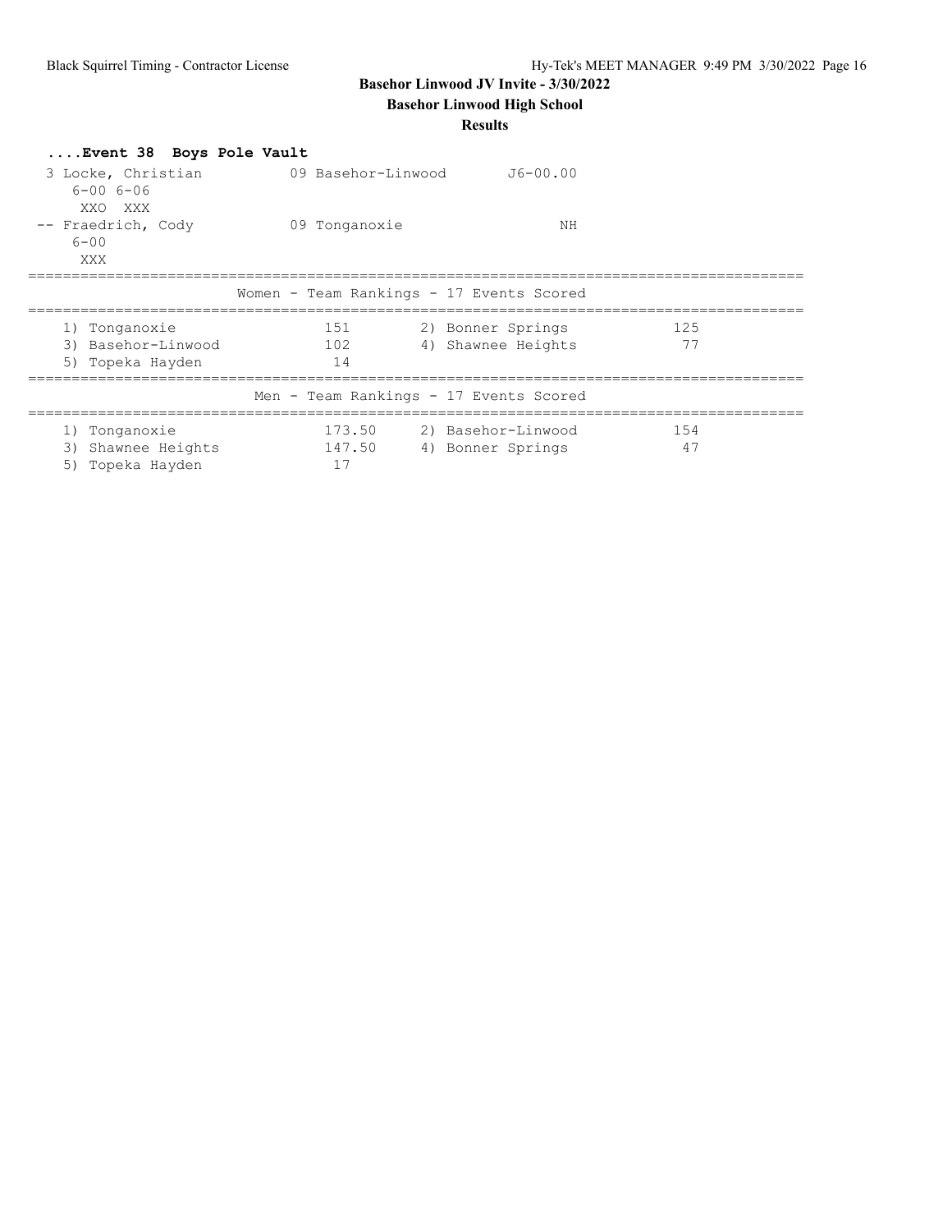**Basehor Linwood JV Invite - 3/30/2022**

**Basehor Linwood High School**

**Results**

### ....Event 38 Boys Pole Vault

```
  3 Locke, Christian          09 Basehor-Linwood       J6-00.00
     6-00 6-06
      XXO  XXX
 -- Fraedrich, Cody           09 Tonganoxie                  NH
     6-00
      XXX
```

### Women - Team Rankings - 17 Events Scored

| | | | |
|---|---|---|---|
| 1) Tonganoxie | 151 | 2) Bonner Springs | 125 |
| 3) Basehor-Linwood | 102 | 4) Shawnee Heights | 77 |
| 5) Topeka Hayden | 14 | | |

### Men - Team Rankings - 17 Events Scored

| | | | |
|---|---|---|---|
| 1) Tonganoxie | 173.50 | 2) Basehor-Linwood | 154 |
| 3) Shawnee Heights | 147.50 | 4) Bonner Springs | 47 |
| 5) Topeka Hayden | 17 | | |